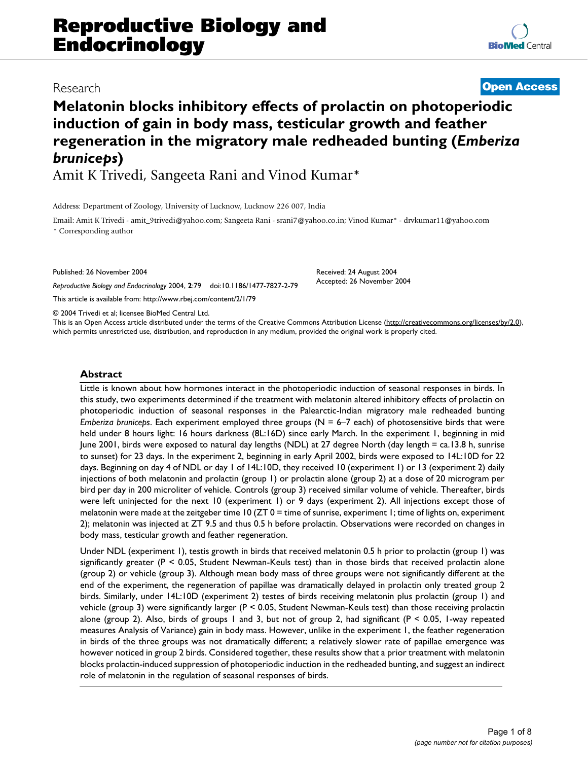# Reproductive Biology and Endocrinology

Research — **Open Access**

## Melatonin blocks inhibitory effects of prolactin on photoperiodic induction of gain in body mass, testicular growth and feather regeneration in the migratory male redheaded bunting (*Emberiza bruniceps*)

Amit K Trivedi, Sangeeta Rani and Vinod Kumar*

Address: Department of Zoology, University of Lucknow, Lucknow 226 007, India

Email: Amit K Trivedi - amit_9trivedi@yahoo.com; Sangeeta Rani - srani7@yahoo.co.in; Vinod Kumar* - drvkumar11@yahoo.com

\* Corresponding author

Published: 26 November 2004

*Reproductive Biology and Endocrinology* 2004, **2**:79 doi:10.1186/1477-7827-2-79

This article is available from: http://www.rbej.com/content/2/1/79

Received: 24 August 2004

Accepted: 26 November 2004

© 2004 Trivedi et al; licensee BioMed Central Ltd.

This is an Open Access article distributed under the terms of the Creative Commons Attribution License (http://creativecommons.org/licenses/by/2.0), which permits unrestricted use, distribution, and reproduction in any medium, provided the original work is properly cited.

### Abstract

Little is known about how hormones interact in the photoperiodic induction of seasonal responses in birds. In this study, two experiments determined if the treatment with melatonin altered inhibitory effects of prolactin on photoperiodic induction of seasonal responses in the Palearctic-Indian migratory male redheaded bunting *Emberiza bruniceps*. Each experiment employed three groups (N = 6–7 each) of photosensitive birds that were held under 8 hours light: 16 hours darkness (8L:16D) since early March. In the experiment 1, beginning in mid June 2001, birds were exposed to natural day lengths (NDL) at 27 degree North (day length = ca.13.8 h, sunrise to sunset) for 23 days. In the experiment 2, beginning in early April 2002, birds were exposed to 14L:10D for 22 days. Beginning on day 4 of NDL or day 1 of 14L:10D, they received 10 (experiment 1) or 13 (experiment 2) daily injections of both melatonin and prolactin (group 1) or prolactin alone (group 2) at a dose of 20 microgram per bird per day in 200 microliter of vehicle. Controls (group 3) received similar volume of vehicle. Thereafter, birds were left uninjected for the next 10 (experiment 1) or 9 days (experiment 2). All injections except those of melatonin were made at the zeitgeber time 10 (ZT 0 = time of sunrise, experiment 1; time of lights on, experiment 2); melatonin was injected at ZT 9.5 and thus 0.5 h before prolactin. Observations were recorded on changes in body mass, testicular growth and feather regeneration.

Under NDL (experiment 1), testis growth in birds that received melatonin 0.5 h prior to prolactin (group 1) was significantly greater ($P < 0.05$, Student Newman-Keuls test) than in those birds that received prolactin alone (group 2) or vehicle (group 3). Although mean body mass of three groups were not significantly different at the end of the experiment, the regeneration of papillae was dramatically delayed in prolactin only treated group 2 birds. Similarly, under 14L:10D (experiment 2) testes of birds receiving melatonin plus prolactin (group 1) and vehicle (group 3) were significantly larger ($P < 0.05$, Student Newman-Keuls test) than those receiving prolactin alone (group 2). Also, birds of groups 1 and 3, but not of group 2, had significant ($P < 0.05$, 1-way repeated measures Analysis of Variance) gain in body mass. However, unlike in the experiment 1, the feather regeneration in birds of the three groups was not dramatically different; a relatively slower rate of papillae emergence was however noticed in group 2 birds. Considered together, these results show that a prior treatment with melatonin blocks prolactin-induced suppression of photoperiodic induction in the redheaded bunting, and suggest an indirect role of melatonin in the regulation of seasonal responses of birds.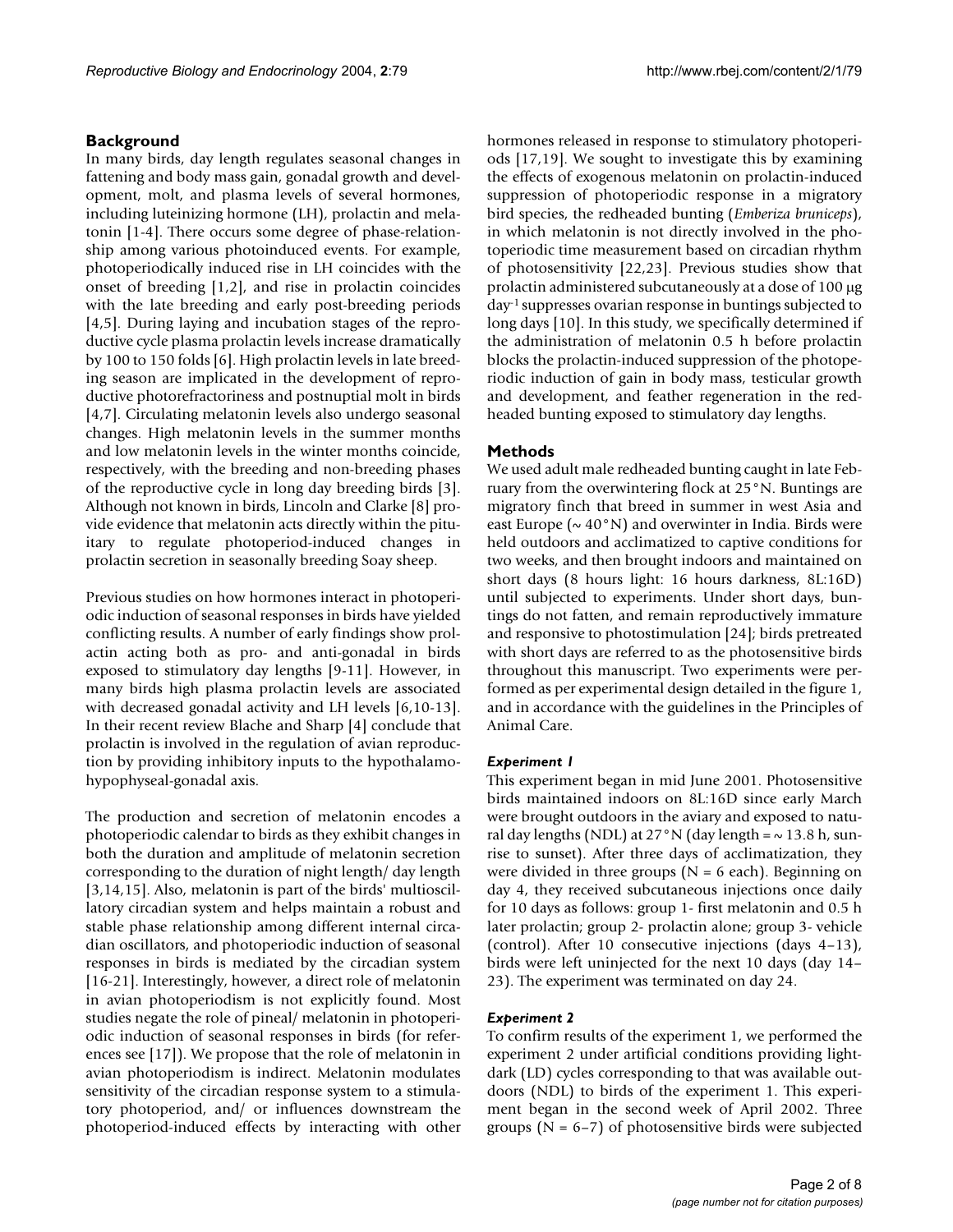## Background

In many birds, day length regulates seasonal changes in fattening and body mass gain, gonadal growth and development, molt, and plasma levels of several hormones, including luteinizing hormone (LH), prolactin and melatonin [1-4]. There occurs some degree of phase-relationship among various photoinduced events. For example, photoperiodically induced rise in LH coincides with the onset of breeding [1,2], and rise in prolactin coincides with the late breeding and early post-breeding periods [4,5]. During laying and incubation stages of the reproductive cycle plasma prolactin levels increase dramatically by 100 to 150 folds [6]. High prolactin levels in late breeding season are implicated in the development of reproductive photorefractoriness and postnuptial molt in birds [4,7]. Circulating melatonin levels also undergo seasonal changes. High melatonin levels in the summer months and low melatonin levels in the winter months coincide, respectively, with the breeding and non-breeding phases of the reproductive cycle in long day breeding birds [3]. Although not known in birds, Lincoln and Clarke [8] provide evidence that melatonin acts directly within the pituitary to regulate photoperiod-induced changes in prolactin secretion in seasonally breeding Soay sheep.

Previous studies on how hormones interact in photoperiodic induction of seasonal responses in birds have yielded conflicting results. A number of early findings show prolactin acting both as pro- and anti-gonadal in birds exposed to stimulatory day lengths [9-11]. However, in many birds high plasma prolactin levels are associated with decreased gonadal activity and LH levels [6,10-13]. In their recent review Blache and Sharp [4] conclude that prolactin is involved in the regulation of avian reproduction by providing inhibitory inputs to the hypothalamo-hypophyseal-gonadal axis.

The production and secretion of melatonin encodes a photoperiodic calendar to birds as they exhibit changes in both the duration and amplitude of melatonin secretion corresponding to the duration of night length/ day length [3,14,15]. Also, melatonin is part of the birds' multioscillatory circadian system and helps maintain a robust and stable phase relationship among different internal circadian oscillators, and photoperiodic induction of seasonal responses in birds is mediated by the circadian system [16-21]. Interestingly, however, a direct role of melatonin in avian photoperiodism is not explicitly found. Most studies negate the role of pineal/ melatonin in photoperiodic induction of seasonal responses in birds (for references see [17]). We propose that the role of melatonin in avian photoperiodism is indirect. Melatonin modulates sensitivity of the circadian response system to a stimulatory photoperiod, and/ or influences downstream the photoperiod-induced effects by interacting with other hormones released in response to stimulatory photoperiods [17,19]. We sought to investigate this by examining the effects of exogenous melatonin on prolactin-induced suppression of photoperiodic response in a migratory bird species, the redheaded bunting (*Emberiza bruniceps*), in which melatonin is not directly involved in the photoperiodic time measurement based on circadian rhythm of photosensitivity [22,23]. Previous studies show that prolactin administered subcutaneously at a dose of 100 μg $day^{-1}$ suppresses ovarian response in buntings subjected to long days [10]. In this study, we specifically determined if the administration of melatonin 0.5 h before prolactin blocks the prolactin-induced suppression of the photoperiodic induction of gain in body mass, testicular growth and development, and feather regeneration in the redheaded bunting exposed to stimulatory day lengths.

## Methods

We used adult male redheaded bunting caught in late February from the overwintering flock at 25°N. Buntings are migratory finch that breed in summer in west Asia and east Europe (~ 40°N) and overwinter in India. Birds were held outdoors and acclimatized to captive conditions for two weeks, and then brought indoors and maintained on short days (8 hours light: 16 hours darkness, 8L:16D) until subjected to experiments. Under short days, buntings do not fatten, and remain reproductively immature and responsive to photostimulation [24]; birds pretreated with short days are referred to as the photosensitive birds throughout this manuscript. Two experiments were performed as per experimental design detailed in the figure 1, and in accordance with the guidelines in the Principles of Animal Care.

### *Experiment 1*

This experiment began in mid June 2001. Photosensitive birds maintained indoors on 8L:16D since early March were brought outdoors in the aviary and exposed to natural day lengths (NDL) at 27°N (day length = ~ 13.8 h, sunrise to sunset). After three days of acclimatization, they were divided in three groups (N = 6 each). Beginning on day 4, they received subcutaneous injections once daily for 10 days as follows: group 1- first melatonin and 0.5 h later prolactin; group 2- prolactin alone; group 3- vehicle (control). After 10 consecutive injections (days 4–13), birds were left uninjected for the next 10 days (day 14–23). The experiment was terminated on day 24.

### *Experiment 2*

To confirm results of the experiment 1, we performed the experiment 2 under artificial conditions providing light-dark (LD) cycles corresponding to that was available outdoors (NDL) to birds of the experiment 1. This experiment began in the second week of April 2002. Three groups (N = 6–7) of photosensitive birds were subjected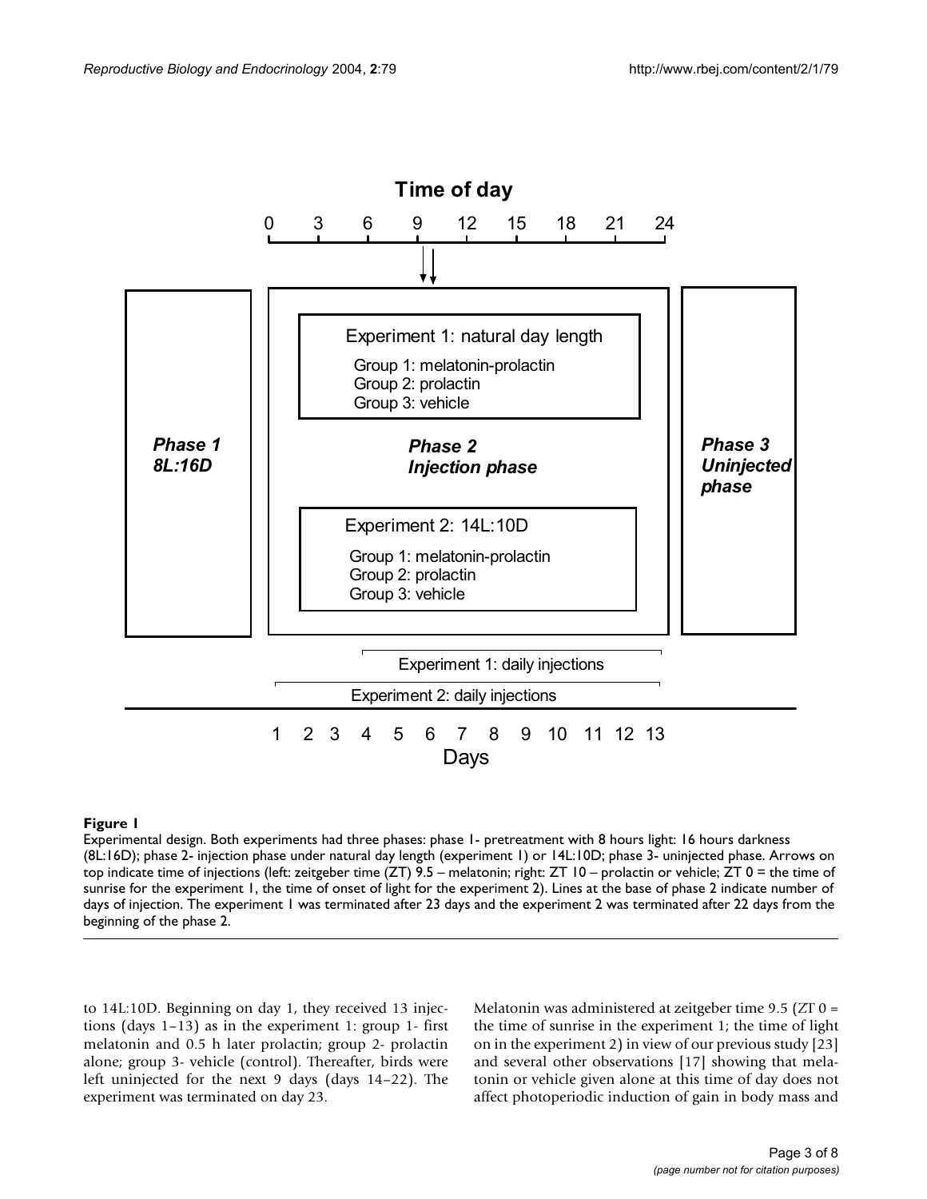**Figure 1**

Experimental design. Both experiments had three phases: phase 1- pretreatment with 8 hours light: 16 hours darkness (8L:16D); phase 2- injection phase under natural day length (experiment 1) or 14L:10D; phase 3- uninjected phase. Arrows on top indicate time of injections (left: zeitgeber time (ZT) 9.5 – melatonin; right: ZT 10 – prolactin or vehicle; ZT 0 = the time of sunrise for the experiment 1, the time of onset of light for the experiment 2). Lines at the base of phase 2 indicate number of days of injection. The experiment 1 was terminated after 23 days and the experiment 2 was terminated after 22 days from the beginning of the phase 2.

to 14L:10D. Beginning on day 1, they received 13 injections (days 1–13) as in the experiment 1: group 1- first melatonin and 0.5 h later prolactin; group 2- prolactin alone; group 3- vehicle (control). Thereafter, birds were left uninjected for the next 9 days (days 14–22). The experiment was terminated on day 23.

Melatonin was administered at zeitgeber time 9.5 (ZT 0 = the time of sunrise in the experiment 1; the time of light on in the experiment 2) in view of our previous study [23] and several other observations [17] showing that melatonin or vehicle given alone at this time of day does not affect photoperiodic induction of gain in body mass and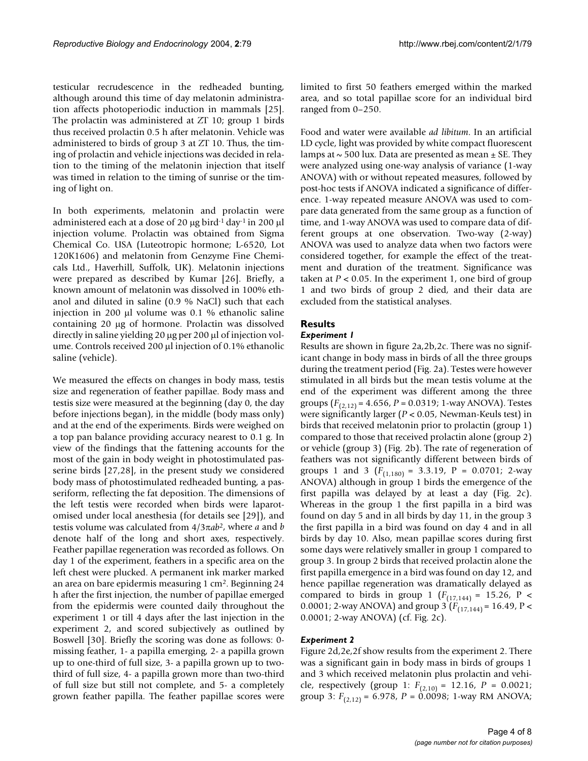testicular recrudescence in the redheaded bunting, although around this time of day melatonin administration affects photoperiodic induction in mammals [25]. The prolactin was administered at ZT 10; group 1 birds thus received prolactin 0.5 h after melatonin. Vehicle was administered to birds of group 3 at ZT 10. Thus, the timing of prolactin and vehicle injections was decided in relation to the timing of the melatonin injection that itself was timed in relation to the timing of sunrise or the timing of light on.

In both experiments, melatonin and prolactin were administered each at a dose of 20 μg bird$^{-1}$ day$^{-1}$ in 200 μl injection volume. Prolactin was obtained from Sigma Chemical Co. USA (Luteotropic hormone; L-6520, Lot 120K1606) and melatonin from Genzyme Fine Chemicals Ltd., Haverhill, Suffolk, UK). Melatonin injections were prepared as described by Kumar [26]. Briefly, a known amount of melatonin was dissolved in 100% ethanol and diluted in saline (0.9 % NaCl) such that each injection in 200 μl volume was 0.1 % ethanolic saline containing 20 μg of hormone. Prolactin was dissolved directly in saline yielding 20 μg per 200 μl of injection volume. Controls received 200 μl injection of 0.1% ethanolic saline (vehicle).

We measured the effects on changes in body mass, testis size and regeneration of feather papillae. Body mass and testis size were measured at the beginning (day 0, the day before injections began), in the middle (body mass only) and at the end of the experiments. Birds were weighed on a top pan balance providing accuracy nearest to 0.1 g. In view of the findings that the fattening accounts for the most of the gain in body weight in photostimulated passerine birds [27,28], in the present study we considered body mass of photostimulated redheaded bunting, a passeriform, reflecting the fat deposition. The dimensions of the left testis were recorded when birds were laparotomised under local anesthesia (for details see [29]), and testis volume was calculated from $4/3\pi ab^2$, where *a* and *b* denote half of the long and short axes, respectively. Feather papillae regeneration was recorded as follows. On day 1 of the experiment, feathers in a specific area on the left chest were plucked. A permanent ink marker marked an area on bare epidermis measuring 1 cm$^2$. Beginning 24 h after the first injection, the number of papillae emerged from the epidermis were counted daily throughout the experiment 1 or till 4 days after the last injection in the experiment 2, and scored subjectively as outlined by Boswell [30]. Briefly the scoring was done as follows: 0-missing feather, 1- a papilla emerging, 2- a papilla grown up to one-third of full size, 3- a papilla grown up to two-third of full size, 4- a papilla grown more than two-third of full size but still not complete, and 5- a completely grown feather papilla. The feather papillae scores were limited to first 50 feathers emerged within the marked area, and so total papillae score for an individual bird ranged from 0–250.

Food and water were available *ad libitum*. In an artificial LD cycle, light was provided by white compact fluorescent lamps at ~ 500 lux. Data are presented as mean ± SE. They were analyzed using one-way analysis of variance (1-way ANOVA) with or without repeated measures, followed by post-hoc tests if ANOVA indicated a significance of difference. 1-way repeated measure ANOVA was used to compare data generated from the same group as a function of time, and 1-way ANOVA was used to compare data of different groups at one observation. Two-way (2-way) ANOVA was used to analyze data when two factors were considered together, for example the effect of the treatment and duration of the treatment. Significance was taken at $P < 0.05$. In the experiment 1, one bird of group 1 and two birds of group 2 died, and their data are excluded from the statistical analyses.

## Results

### *Experiment 1*

Results are shown in figure 2a,2b,2c. There was no significant change in body mass in birds of all the three groups during the treatment period (Fig. 2a). Testes were however stimulated in all birds but the mean testis volume at the end of the experiment was different among the three groups ($F_{(2,12)} = 4.656$, $P = 0.0319$; 1-way ANOVA). Testes were significantly larger ($P < 0.05$, Newman-Keuls test) in birds that received melatonin prior to prolactin (group 1) compared to those that received prolactin alone (group 2) or vehicle (group 3) (Fig. 2b). The rate of regeneration of feathers was not significantly different between birds of groups 1 and 3 ($F_{(1,180)} = 3.3.19$, P = 0.0701; 2-way ANOVA) although in group 1 birds the emergence of the first papilla was delayed by at least a day (Fig. 2c). Whereas in the group 1 the first papilla in a bird was found on day 5 and in all birds by day 11, in the group 3 the first papilla in a bird was found on day 4 and in all birds by day 10. Also, mean papillae scores during first some days were relatively smaller in group 1 compared to group 3. In group 2 birds that received prolactin alone the first papilla emergence in a bird was found on day 12, and hence papillae regeneration was dramatically delayed as compared to birds in group 1 ($F_{(17,144)} = 15.26$, $P < 0.0001$; 2-way ANOVA) and group 3 ($F_{(17,144)} = 16.49$, $P < 0.0001$; 2-way ANOVA) (cf. Fig. 2c).

### *Experiment 2*

Figure 2d,2e,2f show results from the experiment 2. There was a significant gain in body mass in birds of groups 1 and 3 which received melatonin plus prolactin and vehicle, respectively (group 1: $F_{(2,10)} = 12.16$, $P = 0.0021$; group 3: $F_{(2,12)} = 6.978$, $P = 0.0098$; 1-way RM ANOVA;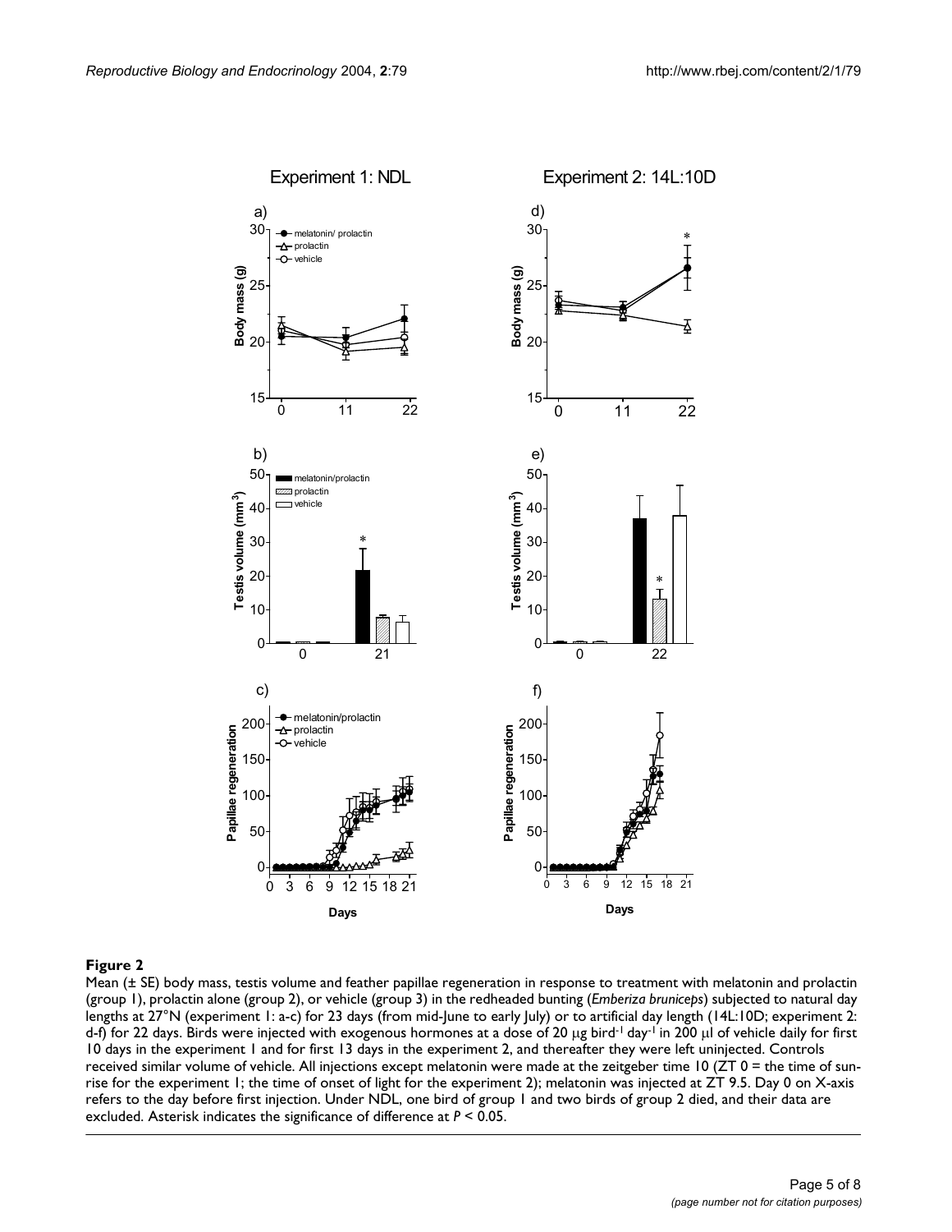## Figure 2

Mean (± SE) body mass, testis volume and feather papillae regeneration in response to treatment with melatonin and prolactin (group 1), prolactin alone (group 2), or vehicle (group 3) in the redheaded bunting (*Emberiza bruniceps*) subjected to natural day lengths at 27°N (experiment 1: a-c) for 23 days (from mid-June to early July) or to artificial day length (14L:10D; experiment 2: d-f) for 22 days. Birds were injected with exogenous hormones at a dose of 20 μg bird$^{-1}$ day$^{-1}$ in 200 μl of vehicle daily for first 10 days in the experiment 1 and for first 13 days in the experiment 2, and thereafter they were left uninjected. Controls received similar volume of vehicle. All injections except melatonin were made at the zeitgeber time 10 (ZT 0 = the time of sunrise for the experiment 1; the time of onset of light for the experiment 2); melatonin was injected at ZT 9.5. Day 0 on X-axis refers to the day before first injection. Under NDL, one bird of group 1 and two birds of group 2 died, and their data are excluded. Asterisk indicates the significance of difference at $P < 0.05$.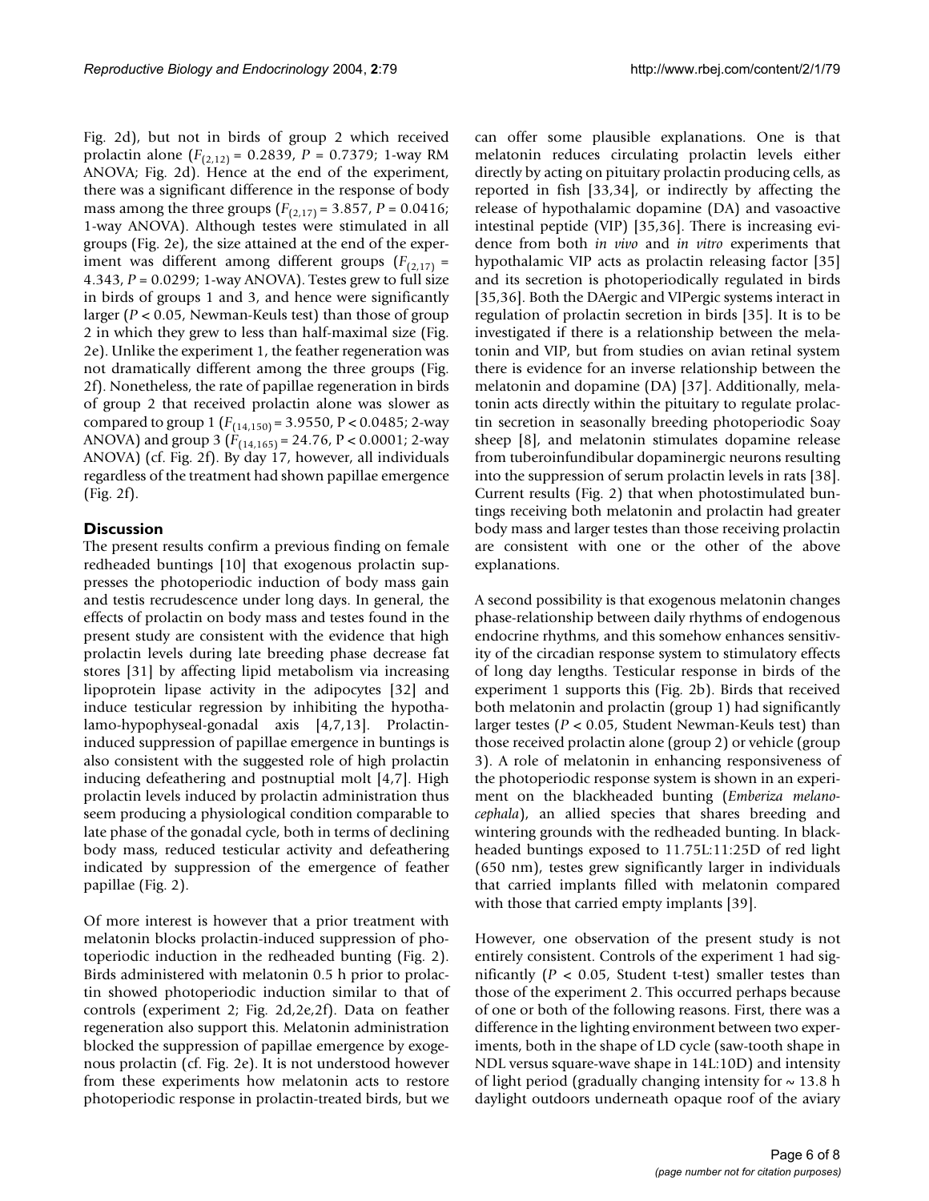Fig. 2d), but not in birds of group 2 which received prolactin alone ($F_{(2,12)}$ = 0.2839, $P$ = 0.7379; 1-way RM ANOVA; Fig. 2d). Hence at the end of the experiment, there was a significant difference in the response of body mass among the three groups ($F_{(2,17)}$ = 3.857, $P$ = 0.0416; 1-way ANOVA). Although testes were stimulated in all groups (Fig. 2e), the size attained at the end of the experiment was different among different groups ($F_{(2,17)}$ = 4.343, $P$ = 0.0299; 1-way ANOVA). Testes grew to full size in birds of groups 1 and 3, and hence were significantly larger ($P$ < 0.05, Newman-Keuls test) than those of group 2 in which they grew to less than half-maximal size (Fig. 2e). Unlike the experiment 1, the feather regeneration was not dramatically different among the three groups (Fig. 2f). Nonetheless, the rate of papillae regeneration in birds of group 2 that received prolactin alone was slower as compared to group 1 ($F_{(14,150)}$ = 3.9550, P < 0.0485; 2-way ANOVA) and group 3 ($F_{(14,165)}$ = 24.76, P < 0.0001; 2-way ANOVA) (cf. Fig. 2f). By day 17, however, all individuals regardless of the treatment had shown papillae emergence (Fig. 2f).

## Discussion

The present results confirm a previous finding on female redheaded buntings [10] that exogenous prolactin suppresses the photoperiodic induction of body mass gain and testis recrudescence under long days. In general, the effects of prolactin on body mass and testes found in the present study are consistent with the evidence that high prolactin levels during late breeding phase decrease fat stores [31] by affecting lipid metabolism via increasing lipoprotein lipase activity in the adipocytes [32] and induce testicular regression by inhibiting the hypothalamo-hypophyseal-gonadal axis [4,7,13]. Prolactin-induced suppression of papillae emergence in buntings is also consistent with the suggested role of high prolactin inducing defeathering and postnuptial molt [4,7]. High prolactin levels induced by prolactin administration thus seem producing a physiological condition comparable to late phase of the gonadal cycle, both in terms of declining body mass, reduced testicular activity and defeathering indicated by suppression of the emergence of feather papillae (Fig. 2).

Of more interest is however that a prior treatment with melatonin blocks prolactin-induced suppression of photoperiodic induction in the redheaded bunting (Fig. 2). Birds administered with melatonin 0.5 h prior to prolactin showed photoperiodic induction similar to that of controls (experiment 2; Fig. 2d,2e,2f). Data on feather regeneration also support this. Melatonin administration blocked the suppression of papillae emergence by exogenous prolactin (cf. Fig. 2e). It is not understood however from these experiments how melatonin acts to restore photoperiodic response in prolactin-treated birds, but we can offer some plausible explanations. One is that melatonin reduces circulating prolactin levels either directly by acting on pituitary prolactin producing cells, as reported in fish [33,34], or indirectly by affecting the release of hypothalamic dopamine (DA) and vasoactive intestinal peptide (VIP) [35,36]. There is increasing evidence from both *in vivo* and *in vitro* experiments that hypothalamic VIP acts as prolactin releasing factor [35] and its secretion is photoperiodically regulated in birds [35,36]. Both the DAergic and VIPergic systems interact in regulation of prolactin secretion in birds [35]. It is to be investigated if there is a relationship between the melatonin and VIP, but from studies on avian retinal system there is evidence for an inverse relationship between the melatonin and dopamine (DA) [37]. Additionally, melatonin acts directly within the pituitary to regulate prolactin secretion in seasonally breeding photoperiodic Soay sheep [8], and melatonin stimulates dopamine release from tuberoinfundibular dopaminergic neurons resulting into the suppression of serum prolactin levels in rats [38]. Current results (Fig. 2) that when photostimulated buntings receiving both melatonin and prolactin had greater body mass and larger testes than those receiving prolactin are consistent with one or the other of the above explanations.

A second possibility is that exogenous melatonin changes phase-relationship between daily rhythms of endogenous endocrine rhythms, and this somehow enhances sensitivity of the circadian response system to stimulatory effects of long day lengths. Testicular response in birds of the experiment 1 supports this (Fig. 2b). Birds that received both melatonin and prolactin (group 1) had significantly larger testes ($P$ < 0.05, Student Newman-Keuls test) than those received prolactin alone (group 2) or vehicle (group 3). A role of melatonin in enhancing responsiveness of the photoperiodic response system is shown in an experiment on the blackheaded bunting (*Emberiza melanocephala*), an allied species that shares breeding and wintering grounds with the redheaded bunting. In blackheaded buntings exposed to 11.75L:11:25D of red light (650 nm), testes grew significantly larger in individuals that carried implants filled with melatonin compared with those that carried empty implants [39].

However, one observation of the present study is not entirely consistent. Controls of the experiment 1 had significantly ($P$ < 0.05, Student t-test) smaller testes than those of the experiment 2. This occurred perhaps because of one or both of the following reasons. First, there was a difference in the lighting environment between two experiments, both in the shape of LD cycle (saw-tooth shape in NDL versus square-wave shape in 14L:10D) and intensity of light period (gradually changing intensity for ~ 13.8 h daylight outdoors underneath opaque roof of the aviary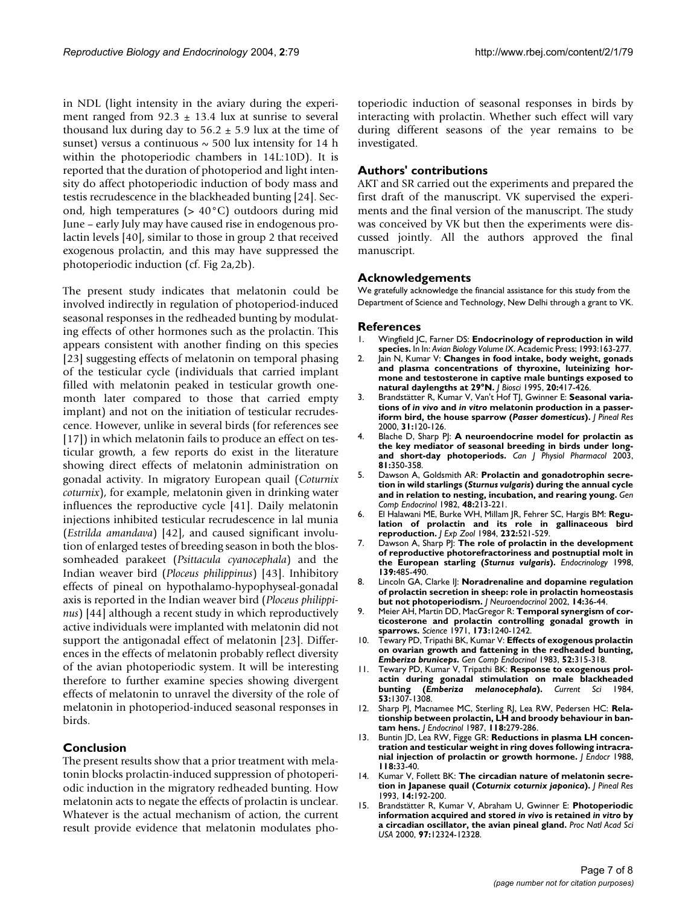in NDL (light intensity in the aviary during the experiment ranged from 92.3 ± 13.4 lux at sunrise to several thousand lux during day to 56.2 ± 5.9 lux at the time of sunset) versus a continuous ~ 500 lux intensity for 14 h within the photoperiodic chambers in 14L:10D). It is reported that the duration of photoperiod and light intensity do affect photoperiodic induction of body mass and testis recrudescence in the blackheaded bunting [24]. Second, high temperatures (> 40°C) outdoors during mid June – early July may have caused rise in endogenous prolactin levels [40], similar to those in group 2 that received exogenous prolactin, and this may have suppressed the photoperiodic induction (cf. Fig 2a,2b).

The present study indicates that melatonin could be involved indirectly in regulation of photoperiod-induced seasonal responses in the redheaded bunting by modulating effects of other hormones such as the prolactin. This appears consistent with another finding on this species [23] suggesting effects of melatonin on temporal phasing of the testicular cycle (individuals that carried implant filled with melatonin peaked in testicular growth one-month later compared to those that carried empty implant) and not on the initiation of testicular recrudescence. However, unlike in several birds (for references see [17]) in which melatonin fails to produce an effect on testicular growth, a few reports do exist in the literature showing direct effects of melatonin administration on gonadal activity. In migratory European quail (*Coturnix coturnix*), for example, melatonin given in drinking water influences the reproductive cycle [41]. Daily melatonin injections inhibited testicular recrudescence in lal munia (*Estrilda amandava*) [42], and caused significant involution of enlarged testes of breeding season in both the blossomheaded parakeet (*Psittacula cyanocephala*) and the Indian weaver bird (*Ploceus philippinus*) [43]. Inhibitory effects of pineal on hypothalamo-hypophyseal-gonadal axis is reported in the Indian weaver bird (*Ploceus philippinus*) [44] although a recent study in which reproductively active individuals were implanted with melatonin did not support the antigonadal effect of melatonin [23]. Differences in the effects of melatonin probably reflect diversity of the avian photoperiodic system. It will be interesting therefore to further examine species showing divergent effects of melatonin to unravel the diversity of the role of melatonin in photoperiod-induced seasonal responses in birds.

## Conclusion

The present results show that a prior treatment with melatonin blocks prolactin-induced suppression of photoperiodic induction in the migratory redheaded bunting. How melatonin acts to negate the effects of prolactin is unclear. Whatever is the actual mechanism of action, the current result provide evidence that melatonin modulates photoperiodic induction of seasonal responses in birds by interacting with prolactin. Whether such effect will vary during different seasons of the year remains to be investigated.

## Authors' contributions

AKT and SR carried out the experiments and prepared the first draft of the manuscript. VK supervised the experiments and the final version of the manuscript. The study was conceived by VK but then the experiments were discussed jointly. All the authors approved the final manuscript.

## Acknowledgements

We gratefully acknowledge the financial assistance for this study from the Department of Science and Technology, New Delhi through a grant to VK.

## References

1. Wingfield JC, Farner DS: **Endocrinology of reproduction in wild species.** In In: *Avian Biology Volume IX*. Academic Press; 1993:163-277.
2. Jain N, Kumar V: **Changes in food intake, body weight, gonads and plasma concentrations of thyroxine, luteinizing hormone and testosterone in captive male buntings exposed to natural daylengths at 29°N.** *J Biosci* 1995, **20:**417-426.
3. Brandstätter R, Kumar V, Van't Hof TJ, Gwinner E: **Seasonal variations of *in vivo* and *in vitro* melatonin production in a passeriform bird, the house sparrow (*Passer domesticus*).** *J Pineal Res* 2000, **31:**120-126.
4. Blache D, Sharp PJ: **A neuroendocrine model for prolactin as the key mediator of seasonal breeding in birds under long- and short-day photoperiods.** *Can J Physiol Pharmacol* 2003, **81:**350-358.
5. Dawson A, Goldsmith AR: **Prolactin and gonadotrophin secretion in wild starlings (*Sturnus vulgaris*) during the annual cycle and in relation to nesting, incubation, and rearing young.** *Gen Comp Endocrinol* 1982, **48:**213-221.
6. El Halawani ME, Burke WH, Millam JR, Fehrer SC, Hargis BM: **Regulation of prolactin and its role in gallinaceous bird reproduction.** *J Exp Zool* 1984, **232:**521-529.
7. Dawson A, Sharp PJ: **The role of prolactin in the development of reproductive photorefractoriness and postnuptial molt in the European starling (*Sturnus vulgaris*).** *Endocrinology* 1998, **139:**485-490.
8. Lincoln GA, Clarke IJ: **Noradrenaline and dopamine regulation of prolactin secretion in sheep: role in prolactin homeostasis but not photoperiodism.** *J Neuroendocrinol* 2002, **14:**36-44.
9. Meier AH, Martin DD, MacGregor R: **Temporal synergism of corticosterone and prolactin controlling gonadal growth in sparrows.** *Science* 1971, **173:**1240-1242.
10. Tewary PD, Tripathi BK, Kumar V: **Effects of exogenous prolactin on ovarian growth and fattening in the redheaded bunting, *Emberiza bruniceps*.** *Gen Comp Endocrinol* 1983, **52:**315-318.
11. Tewary PD, Kumar V, Tripathi BK: **Response to exogenous prolactin during gonadal stimulation on male blackheaded bunting (*Emberiza melanocephala*).** *Current Sci* 1984, **53:**1307-1308.
12. Sharp PJ, Macnamee MC, Sterling RJ, Lea RW, Pedersen HC: **Relationship between prolactin, LH and broody behaviour in bantam hens.** *J Endocrinol* 1987, **118:**279-286.
13. Buntin JD, Lea RW, Figge GR: **Reductions in plasma LH concentration and testicular weight in ring doves following intracranial injection of prolactin or growth hormone.** *J Endocr* 1988, **118:**33-40.
14. Kumar V, Follett BK: **The circadian nature of melatonin secretion in Japanese quail (*Coturnix coturnix japonica*).** *J Pineal Res* 1993, **14:**192-200.
15. Brandstätter R, Kumar V, Abraham U, Gwinner E: **Photoperiodic information acquired and stored *in vivo* is retained *in vitro* by a circadian oscillator, the avian pineal gland.** *Proc Natl Acad Sci USA* 2000, **97:**12324-12328.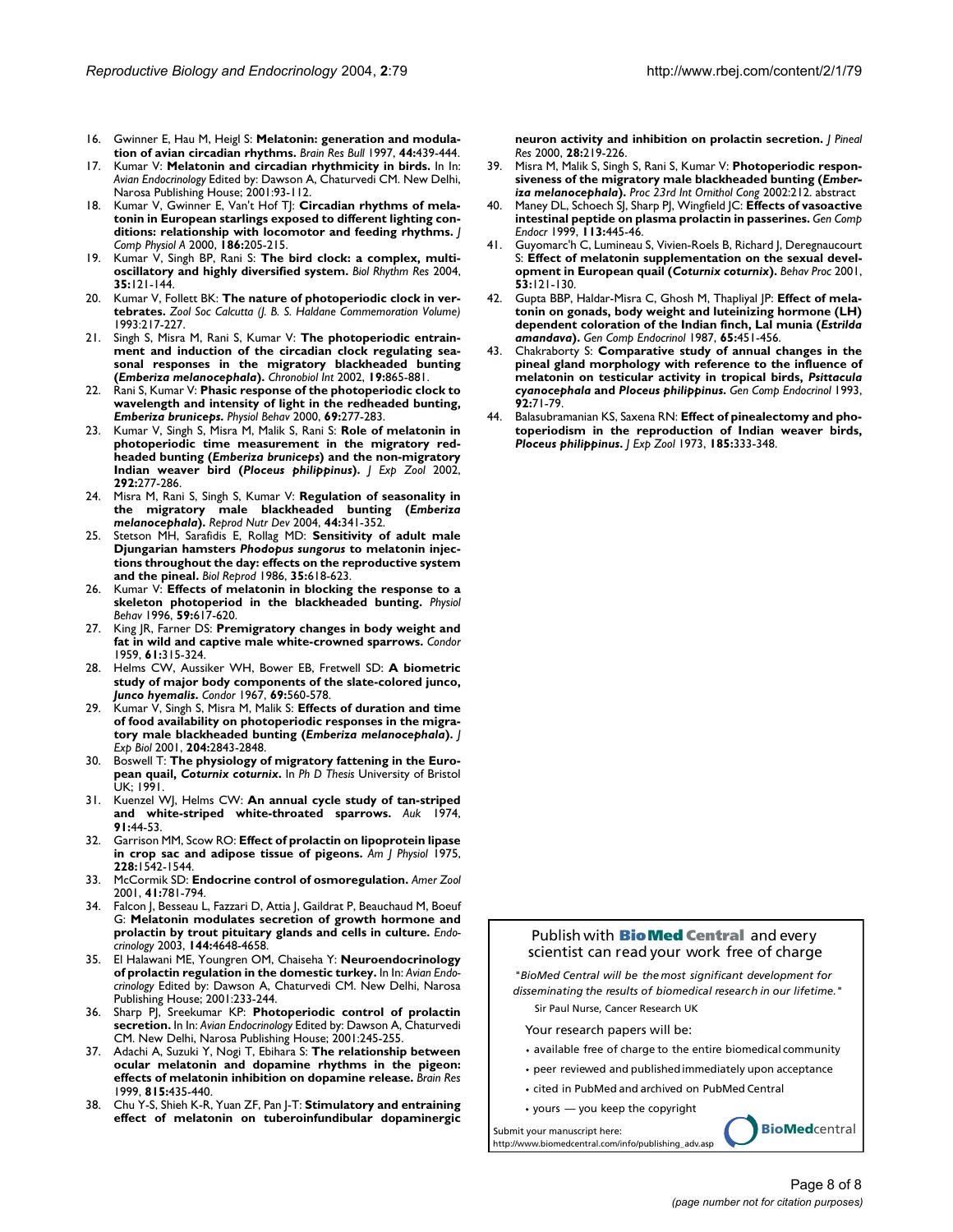16. Gwinner E, Hau M, Heigl S: **Melatonin: generation and modulation of avian circadian rhythms.** *Brain Res Bull* 1997, **44:**439-444.
17. Kumar V: **Melatonin and circadian rhythmicity in birds.** In In: *Avian Endocrinology* Edited by: Dawson A, Chaturvedi CM. New Delhi, Narosa Publishing House; 2001:93-112.
18. Kumar V, Gwinner E, Van't Hof TJ: **Circadian rhythms of melatonin in European starlings exposed to different lighting conditions: relationship with locomotor and feeding rhythms.** *J Comp Physiol A* 2000, **186:**205-215.
19. Kumar V, Singh BP, Rani S: **The bird clock: a complex, multioscillatory and highly diversified system.** *Biol Rhythm Res* 2004, **35:**121-144.
20. Kumar V, Follett BK: **The nature of photoperiodic clock in vertebrates.** *Zool Soc Calcutta (J. B. S. Haldane Commemoration Volume)* 1993:217-227.
21. Singh S, Misra M, Rani S, Kumar V: **The photoperiodic entrainment and induction of the circadian clock regulating seasonal responses in the migratory blackheaded bunting (*Emberiza melanocephala*).** *Chronobiol Int* 2002, **19:**865-881.
22. Rani S, Kumar V: **Phasic response of the photoperiodic clock to wavelength and intensity of light in the redheaded bunting, *Emberiza bruniceps*.** *Physiol Behav* 2000, **69:**277-283.
23. Kumar V, Singh S, Misra M, Malik S, Rani S: **Role of melatonin in photoperiodic time measurement in the migratory redheaded bunting (*Emberiza bruniceps*) and the non-migratory Indian weaver bird (*Ploceus philippinus*).** *J Exp Zool* 2002, **292:**277-286.
24. Misra M, Rani S, Singh S, Kumar V: **Regulation of seasonality in the migratory male blackheaded bunting (*Emberiza melanocephala*).** *Reprod Nutr Dev* 2004, **44:**341-352.
25. Stetson MH, Sarafidis E, Rollag MD: **Sensitivity of adult male Djungarian hamsters *Phodopus sungorus* to melatonin injections throughout the day: effects on the reproductive system and the pineal.** *Biol Reprod* 1986, **35:**618-623.
26. Kumar V: **Effects of melatonin in blocking the response to a skeleton photoperiod in the blackheaded bunting.** *Physiol Behav* 1996, **59:**617-620.
27. King JR, Farner DS: **Premigratory changes in body weight and fat in wild and captive male white-crowned sparrows.** *Condor* 1959, **61:**315-324.
28. Helms CW, Aussiker WH, Bower EB, Fretwell SD: **A biometric study of major body components of the slate-colored junco, *Junco hyemalis*.** *Condor* 1967, **69:**560-578.
29. Kumar V, Singh S, Misra M, Malik S: **Effects of duration and time of food availability on photoperiodic responses in the migratory male blackheaded bunting (*Emberiza melanocephala*).** *J Exp Biol* 2001, **204:**2843-2848.
30. Boswell T: **The physiology of migratory fattening in the European quail, *Coturnix coturnix*.** In *Ph D Thesis* University of Bristol UK; 1991.
31. Kuenzel WJ, Helms CW: **An annual cycle study of tan-striped and white-striped white-throated sparrows.** *Auk* 1974, **91:**44-53.
32. Garrison MM, Scow RO: **Effect of prolactin on lipoprotein lipase in crop sac and adipose tissue of pigeons.** *Am J Physiol* 1975, **228:**1542-1544.
33. McCormik SD: **Endocrine control of osmoregulation.** *Amer Zool* 2001, **41:**781-794.
34. Falcon J, Besseau L, Fazzari D, Attia J, Gaildrat P, Beauchaud M, Boeuf G: **Melatonin modulates secretion of growth hormone and prolactin by trout pituitary glands and cells in culture.** *Endocrinology* 2003, **144:**4648-4658.
35. El Halawani ME, Youngren OM, Chaiseha Y: **Neuroendocrinology of prolactin regulation in the domestic turkey.** In In: *Avian Endocrinology* Edited by: Dawson A, Chaturvedi CM. New Delhi, Narosa Publishing House; 2001:233-244.
36. Sharp PJ, Sreekumar KP: **Photoperiodic control of prolactin secretion.** In In: *Avian Endocrinology* Edited by: Dawson A, Chaturvedi CM. New Delhi, Narosa Publishing House; 2001:245-255.
37. Adachi A, Suzuki Y, Nogi T, Ebihara S: **The relationship between ocular melatonin and dopamine rhythms in the pigeon: effects of melatonin inhibition on dopamine release.** *Brain Res* 1999, **815:**435-440.
38. Chu Y-S, Shieh K-R, Yuan ZF, Pan J-T: **Stimulatory and entraining effect of melatonin on tuberoinfundibular dopaminergic neuron activity and inhibition on prolactin secretion.** *J Pineal Res* 2000, **28:**219-226.
39. Misra M, Malik S, Singh S, Rani S, Kumar V: **Photoperiodic responsiveness of the migratory male blackheaded bunting (*Emberiza melanocephala*).** *Proc 23rd Int Ornithol Cong* 2002:212. abstract
40. Maney DL, Schoech SJ, Sharp PJ, Wingfield JC: **Effects of vasoactive intestinal peptide on plasma prolactin in passerines.** *Gen Comp Endocr* 1999, **113:**445-46.
41. Guyomarc'h C, Lumineau S, Vivien-Roels B, Richard J, Deregnaucourt S: **Effect of melatonin supplementation on the sexual development in European quail (*Coturnix coturnix*).** *Behav Proc* 2001, **53:**121-130.
42. Gupta BBP, Haldar-Misra C, Ghosh M, Thapliyal JP: **Effect of melatonin on gonads, body weight and luteinizing hormone (LH) dependent coloration of the Indian finch, Lal munia (*Estrilda amandava*).** *Gen Comp Endocrinol* 1987, **65:**451-456.
43. Chakraborty S: **Comparative study of annual changes in the pineal gland morphology with reference to the influence of melatonin on testicular activity in tropical birds, *Psittacula cyanocephala* and *Ploceus philippinus*.** *Gen Comp Endocrinol* 1993, **92:**71-79.
44. Balasubramanian KS, Saxena RN: **Effect of pinealectomy and photoperiodism in the reproduction of Indian weaver birds, *Ploceus philippinus*.** *J Exp Zool* 1973, **185:**333-348.

Publish with **BioMed Central** and every scientist can read your work free of charge

*"BioMed Central will be the most significant development for disseminating the results of biomedical research in our lifetime."*
Sir Paul Nurse, Cancer Research UK

Your research papers will be:

- available free of charge to the entire biomedical community
- peer reviewed and published immediately upon acceptance
- cited in PubMed and archived on PubMed Central
- yours — you keep the copyright

Submit your manuscript here:
http://www.biomedcentral.com/info/publishing_adv.asp

BioMedcentral